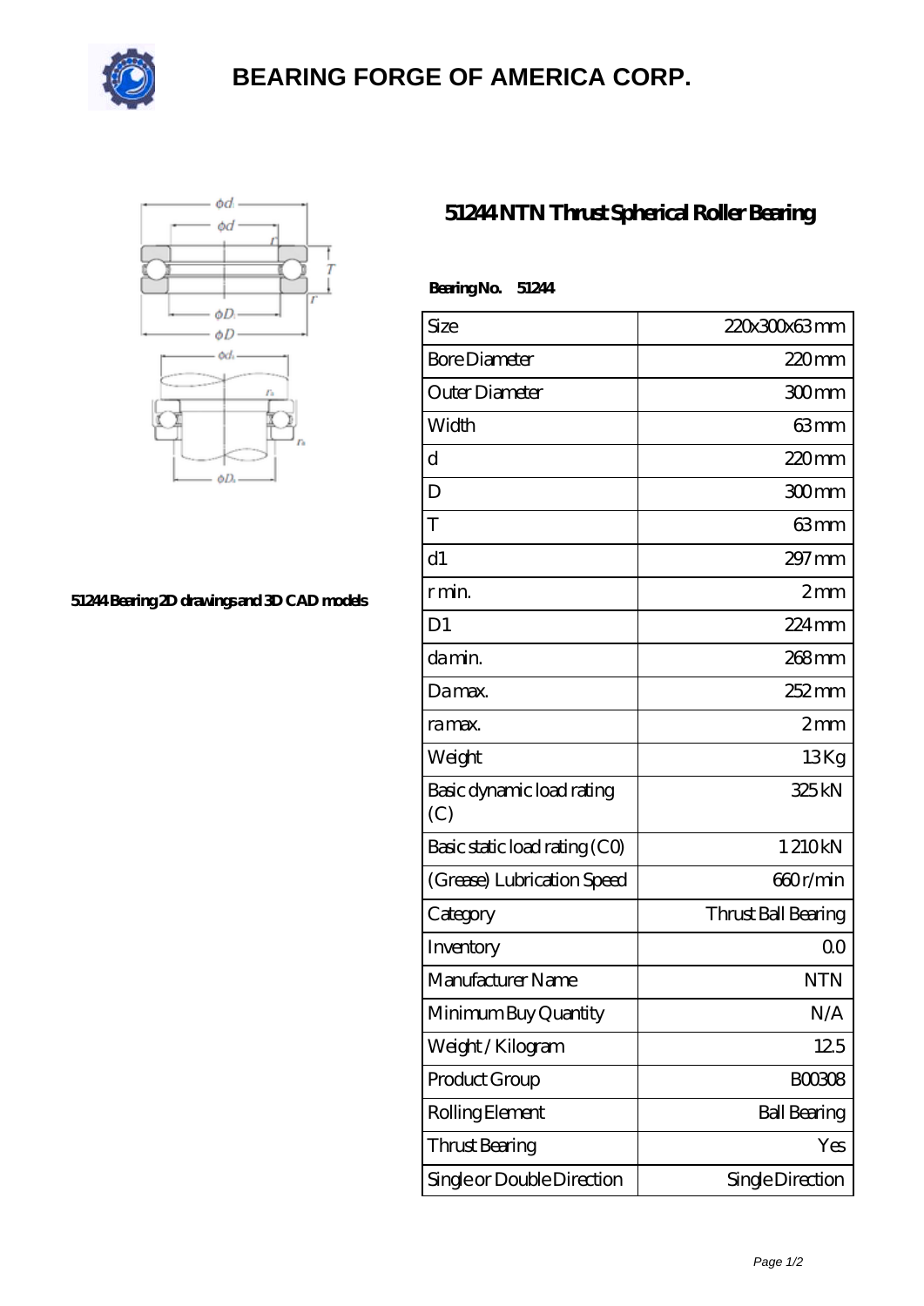# BEARING FORGE OF AMERICA CORP.

51244 Bearing 2D drawings and 3D CAD models

## 51244 NTN Thrust Spherical Roller Bearing

**Bearing No. 51244**

| Size | 220x300x63 mm |
|---|---|
| Bore Diameter | 220 mm |
| Outer Diameter | 300 mm |
| Width | 63 mm |
| d | 220 mm |
| D | 300 mm |
| T | 63 mm |
| d1 | 297 mm |
| r min. | 2 mm |
| D1 | 224 mm |
| da min. | 268 mm |
| Da max. | 252 mm |
| ra max. | 2 mm |
| Weight | 13 Kg |
| Basic dynamic load rating (C) | 325 kN |
| Basic static load rating (C0) | 1 210 kN |
| (Grease) Lubrication Speed | 660 r/min |
| Category | Thrust Ball Bearing |
| Inventory | 0.0 |
| Manufacturer Name | NTN |
| Minimum Buy Quantity | N/A |
| Weight / Kilogram | 12.5 |
| Product Group | B00308 |
| Rolling Element | Ball Bearing |
| Thrust Bearing | Yes |
| Single or Double Direction | Single Direction |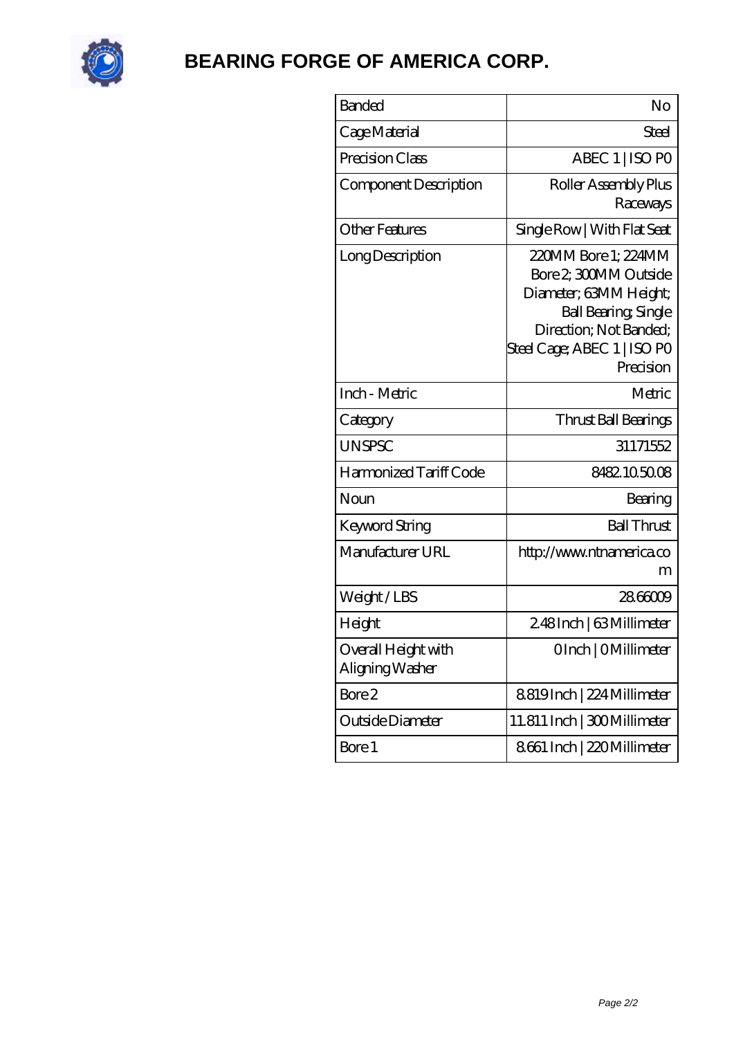# BEARING FORGE OF AMERICA CORP.

| | |
|---|---|
| Banded | No |
| Cage Material | Steel |
| Precision Class | ABEC 1 \| ISO P0 |
| Component Description | Roller Assembly Plus Raceways |
| Other Features | Single Row \| With Flat Seat |
| Long Description | 220MM Bore 1; 224MM Bore 2; 300MM Outside Diameter; 63MM Height; Ball Bearing; Single Direction; Not Banded; Steel Cage; ABEC 1 \| ISO P0 Precision |
| Inch - Metric | Metric |
| Category | Thrust Ball Bearings |
| UNSPSC | 31171552 |
| Harmonized Tariff Code | 8482.10.50.08 |
| Noun | Bearing |
| Keyword String | Ball Thrust |
| Manufacturer URL | http://www.ntnamerica.com |
| Weight / LBS | 28.66009 |
| Height | 2.48 Inch \| 63 Millimeter |
| Overall Height with Aligning Washer | 0 Inch \| 0 Millimeter |
| Bore 2 | 8.819 Inch \| 224 Millimeter |
| Outside Diameter | 11.811 Inch \| 300 Millimeter |
| Bore 1 | 8.661 Inch \| 220 Millimeter |